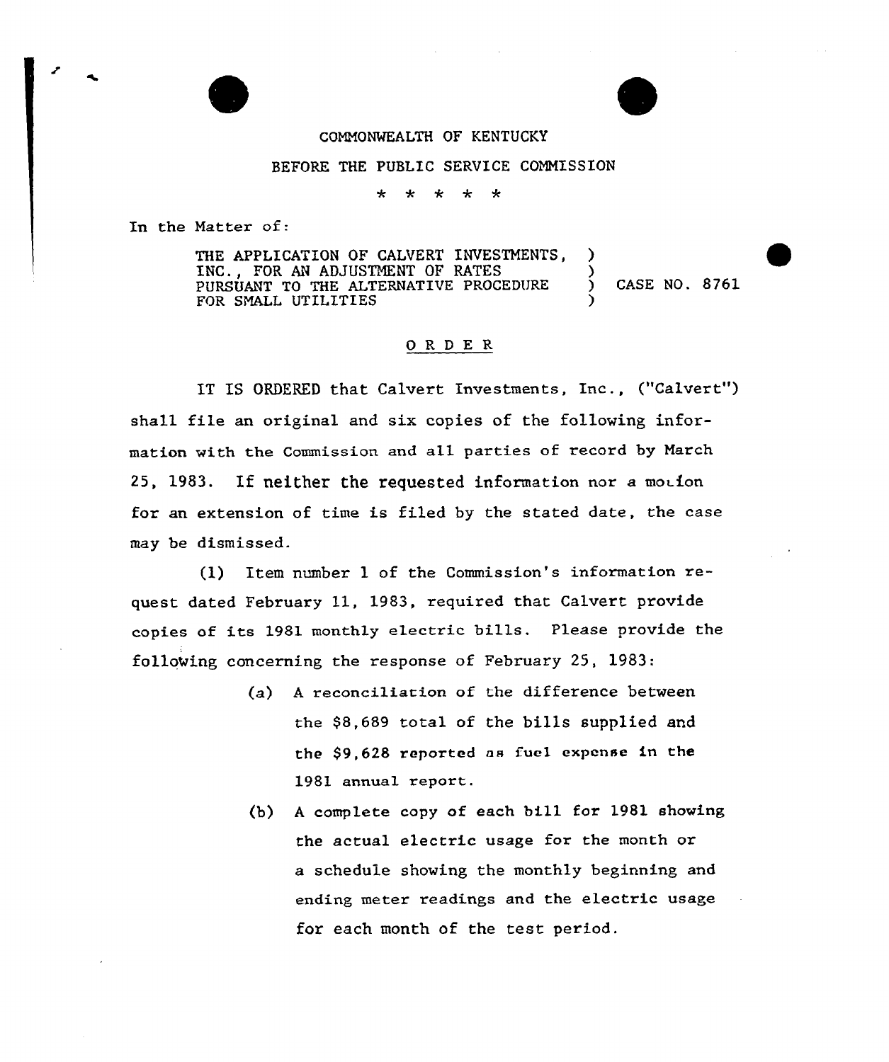COMMONWEALTH OF KENTUCKY

BEFORE THE PUBLIC SERVICE COMMISSION

\* \* \* \* \*

In the Matter of:

THE APPLICATION OF CALVERT INVESTMENTS, INC., FOR AN ADJUSTMENT OF RATES PURSUANT TO THE ALTERNATIVE PROCEDURE FOR SMALL UTILITIES ) CASE NO. 8761

## ORDER

IT IS ORDERED that Calvert Investments, Inc., ("Calvert") shall file an original and six copies of the following information with the Commission and all parties of record by March 25, 1983. If neither the requested information nor a motion for an extension of time is filed by the stated date, the case may be dismissed.

(1) Item number 1 of the Commission's information request dated February 11, 1983, required that Calvert provide copies of its 1981 monthly electric bills. Please provide the following concerning the response of February 25, 1983:

(a) A reconciliation of the difference between the $8,689 total of the bills supplied and the $9,628 reported as fuel expense in the 1981 annual report.

(b) A complete copy of each bill for 1981 showing the actual electric usage for the month or a schedule showing the monthly beginning and ending meter readings and the electric usage for each month of the test period.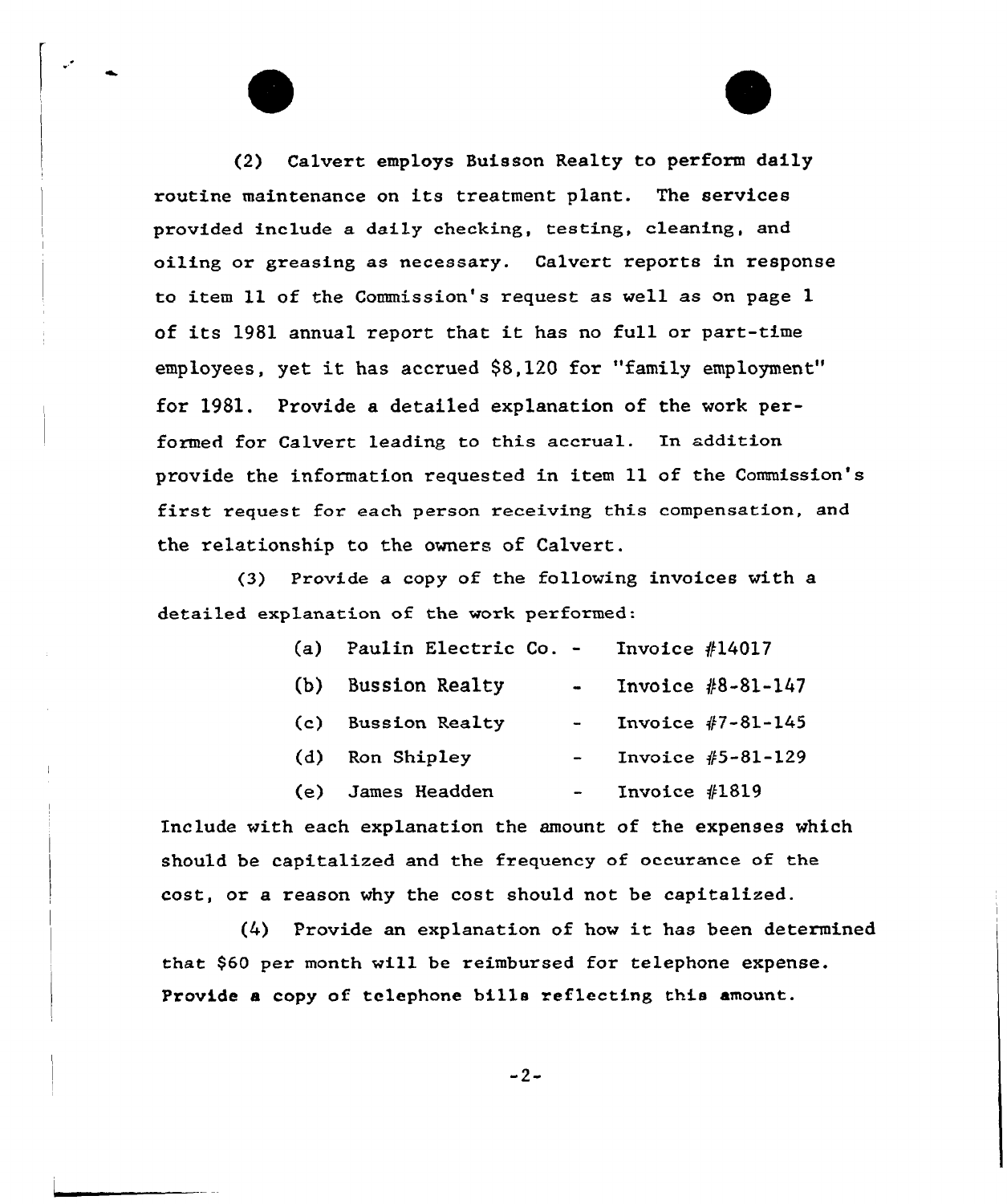(2) Calvert employs Buisson Realty to perform daily routine maintenance on its treatment plant. The services provided include a daily checking, testing, cleaning, and oiling or greasing as necessary. Calvert reports in response to item 11 of the Commission's request as well as on page 1 of its 1981 annual report that it has no full or part-time employees, yet it has accrued $8,120 for "family employment" for 1981. Provide a detailed explanation of the work performed for Calvert leading to this accrual. In addition provide the information requested in item 11 of the Commission's first request for each person receiving this compensation, and the relationship to the owners of Calvert.

(3) Provide a copy of the following invoices with a detailed explanation of the work performed:

(a) Paulin Electric Co. - Invoice #14017

(b) Bussion Realty - Invoice #8-81-147

(c) Bussion Realty - Invoice #7-81-145

(d) Ron Shipley - Invoice #5-81-129

(e) James Headden - Invoice #1819

Include with each explanation the amount of the expenses which should be capitalized and the frequency of occurance of the cost, or a reason why the cost should not be capitalized.

(4) Provide an explanation of how it has been determined that $60 per month will be reimbursed for telephone expense. Provide a copy of telephone bills reflecting this amount.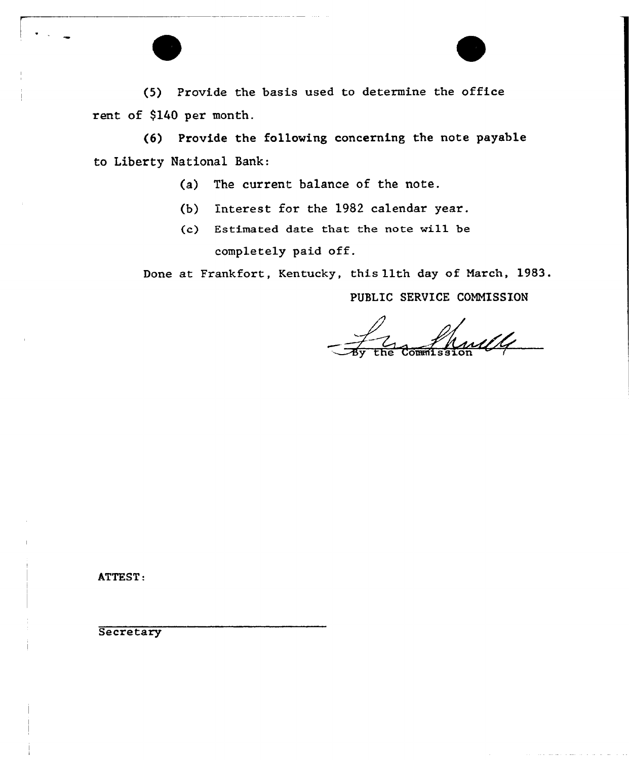(5) Provide the basis used to determine the office rent of $140 per month.

(6) Provide the following concerning the note payable to Liberty National Bank:

(a) The current balance of the note.

(b) Interest for the 1982 calendar year.

(c) Estimated date that the note will be completely paid off.

Done at Frankfort, Kentucky, this 11th day of March, 1983.

PUBLIC SERVICE COMMISSION

By the Commission

ATTEST:

Secretary